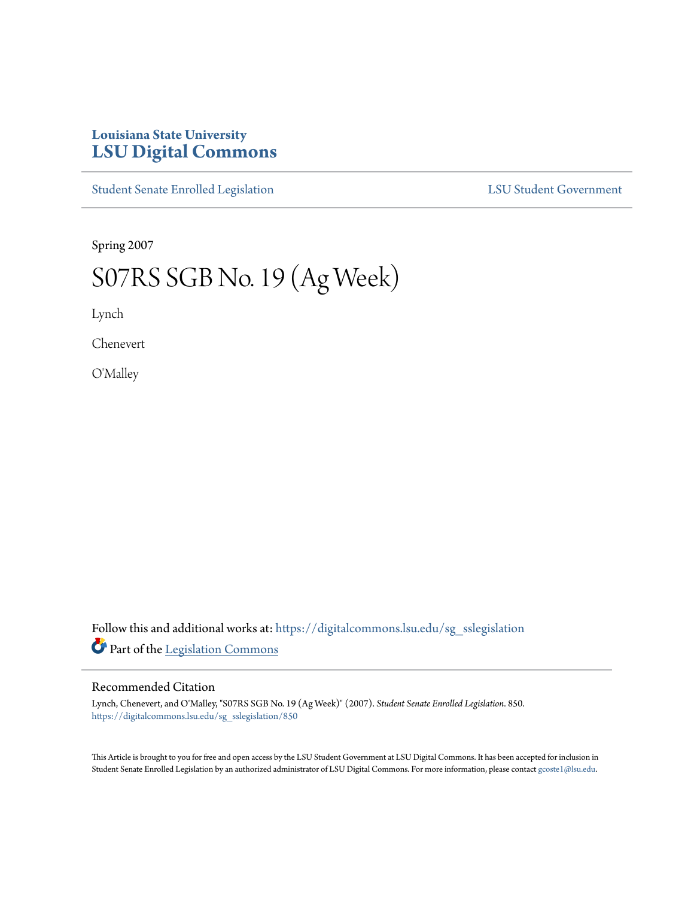Louisiana State University
# LSU Digital Commons

Student Senate Enrolled Legislation | LSU Student Government

Spring 2007

# S07RS SGB No. 19 (Ag Week)

Lynch

Chenevert

O'Malley

Follow this and additional works at: https://digitalcommons.lsu.edu/sg_sslegislation

Part of the Legislation Commons

## Recommended Citation

Lynch, Chenevert, and O'Malley, "S07RS SGB No. 19 (Ag Week)" (2007). *Student Senate Enrolled Legislation*. 850.
https://digitalcommons.lsu.edu/sg_sslegislation/850

This Article is brought to you for free and open access by the LSU Student Government at LSU Digital Commons. It has been accepted for inclusion in Student Senate Enrolled Legislation by an authorized administrator of LSU Digital Commons. For more information, please contact gcoste1@lsu.edu.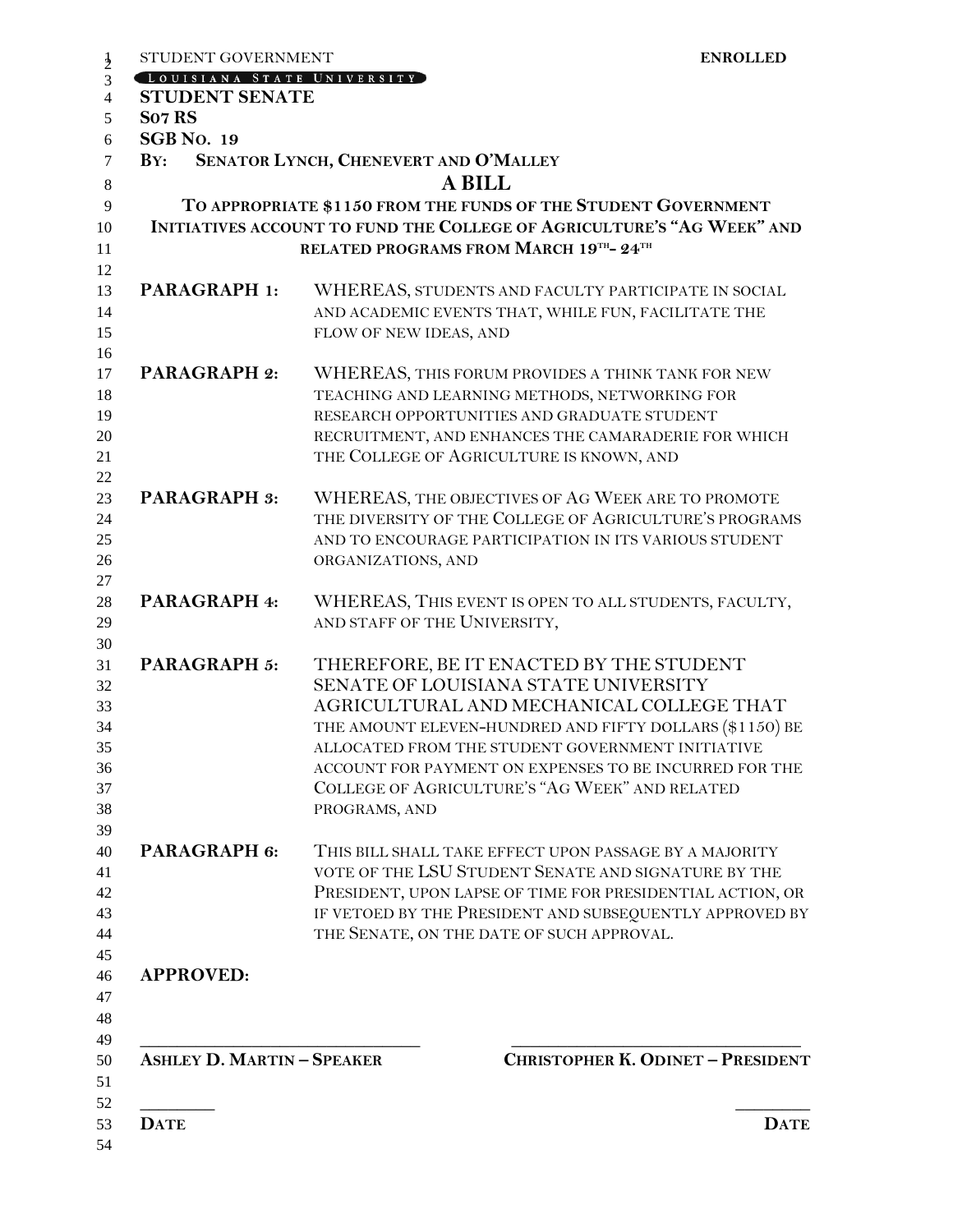STUDENT GOVERNMENT **ENROLLED**

LOUISIANA STATE UNIVERSITY

**STUDENT SENATE**

**S07 RS**

**SGB NO. 19**

**BY: SENATOR LYNCH, CHENEVERT AND O'MALLEY**

# A BILL

**TO APPROPRIATE $1150 FROM THE FUNDS OF THE STUDENT GOVERNMENT INITIATIVES ACCOUNT TO FUND THE COLLEGE OF AGRICULTURE'S "AG WEEK" AND RELATED PROGRAMS FROM MARCH 19TH- 24TH**

**PARAGRAPH 1:** WHEREAS, STUDENTS AND FACULTY PARTICIPATE IN SOCIAL AND ACADEMIC EVENTS THAT, WHILE FUN, FACILITATE THE FLOW OF NEW IDEAS, AND

**PARAGRAPH 2:** WHEREAS, THIS FORUM PROVIDES A THINK TANK FOR NEW TEACHING AND LEARNING METHODS, NETWORKING FOR RESEARCH OPPORTUNITIES AND GRADUATE STUDENT RECRUITMENT, AND ENHANCES THE CAMARADERIE FOR WHICH THE COLLEGE OF AGRICULTURE IS KNOWN, AND

**PARAGRAPH 3:** WHEREAS, THE OBJECTIVES OF AG WEEK ARE TO PROMOTE THE DIVERSITY OF THE COLLEGE OF AGRICULTURE'S PROGRAMS AND TO ENCOURAGE PARTICIPATION IN ITS VARIOUS STUDENT ORGANIZATIONS, AND

**PARAGRAPH 4:** WHEREAS, THIS EVENT IS OPEN TO ALL STUDENTS, FACULTY, AND STAFF OF THE UNIVERSITY,

**PARAGRAPH 5:** THEREFORE, BE IT ENACTED BY THE STUDENT SENATE OF LOUISIANA STATE UNIVERSITY AGRICULTURAL AND MECHANICAL COLLEGE THAT THE AMOUNT ELEVEN-HUNDRED AND FIFTY DOLLARS ($1150) BE ALLOCATED FROM THE STUDENT GOVERNMENT INITIATIVE ACCOUNT FOR PAYMENT ON EXPENSES TO BE INCURRED FOR THE COLLEGE OF AGRICULTURE'S "AG WEEK" AND RELATED PROGRAMS, AND

**PARAGRAPH 6:** THIS BILL SHALL TAKE EFFECT UPON PASSAGE BY A MAJORITY VOTE OF THE LSU STUDENT SENATE AND SIGNATURE BY THE PRESIDENT, UPON LAPSE OF TIME FOR PRESIDENTIAL ACTION, OR IF VETOED BY THE PRESIDENT AND SUBSEQUENTLY APPROVED BY THE SENATE, ON THE DATE OF SUCH APPROVAL.

**APPROVED:**

_______________________________ _______________________________

**ASHLEY D. MARTIN – SPEAKER** **CHRISTOPHER K. ODINET – PRESIDENT**

________ ________

**DATE** **DATE**